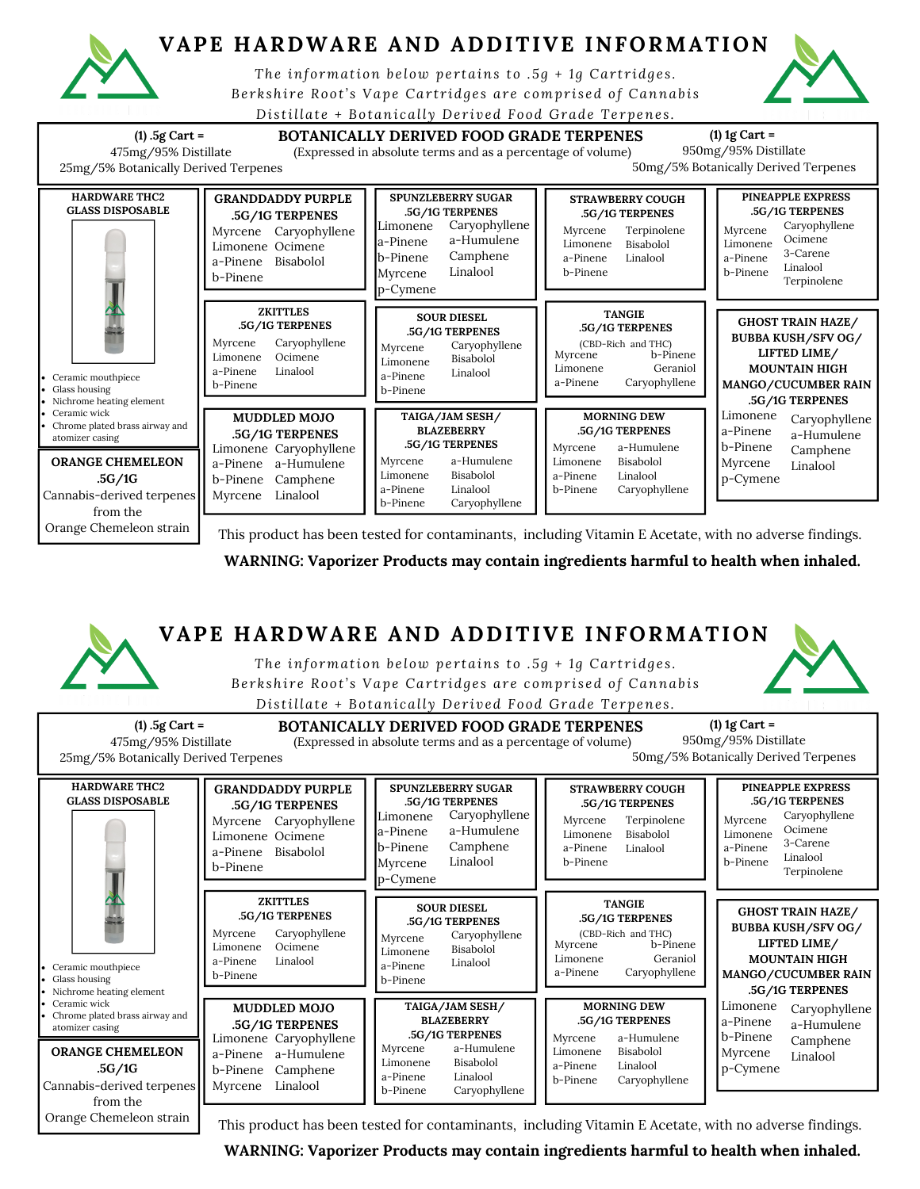# VAPE HARDWARE AND ADDITIVE INFORMATION

*The information below pertains to .5g + 1g Cartridges.*
*Berkshire Root's Vape Cartridges are comprised of Cannabis Distillate + Botanically Derived Food Grade Terpenes.*

**(1) .5g Cart =**
475mg/95% Distillate
25mg/5% Botanically Derived Terpenes

## BOTANICALLY DERIVED FOOD GRADE TERPENES

(Expressed in absolute terms and as a percentage of volume)

**(1) 1g Cart =**
950mg/95% Distillate
50mg/5% Botanically Derived Terpenes

### HARDWARE THC2 GLASS DISPOSABLE

- Ceramic mouthpiece
- Glass housing
- Nichrome heating element
- Ceramic wick
- Chrome plated brass airway and atomizer casing

### ORANGE CHEMELEON .5G/1G

Cannabis-derived terpenes from the Orange Chemeleon strain

### GRANDDADDY PURPLE .5G/1G TERPENES

Myrcene, Caryophyllene, Limonene, Ocimene, a-Pinene, Bisabolol, b-Pinene

### SPUNZLEBERRY SUGAR .5G/1G TERPENES

Limonene, Caryophyllene, a-Pinene, a-Humulene, b-Pinene, Camphene, Myrcene, Linalool, p-Cymene

### STRAWBERRY COUGH .5G/1G TERPENES

Myrcene, Terpinolene, Limonene, Bisabolol, a-Pinene, Linalool, b-Pinene

### PINEAPPLE EXPRESS .5G/1G TERPENES

Myrcene, Caryophyllene, Limonene, Ocimene, a-Pinene, 3-Carene, b-Pinene, Linalool, Terpinolene

### ZKITTLES .5G/1G TERPENES

Myrcene, Caryophyllene, Limonene, Ocimene, a-Pinene, Linalool, b-Pinene

### SOUR DIESEL .5G/1G TERPENES

Myrcene, Caryophyllene, Limonene, Bisabolol, a-Pinene, Linalool, b-Pinene

### TANGIE .5G/1G TERPENES

(CBD-Rich and THC)
Myrcene, b-Pinene, Limonene, Geraniol, a-Pinene, Caryophyllene

### GHOST TRAIN HAZE/ BUBBA KUSH/SFV OG/ LIFTED LIME/ MOUNTAIN HIGH MANGO/CUCUMBER RAIN .5G/1G TERPENES

Limonene, Caryophyllene, a-Pinene, a-Humulene, b-Pinene, Camphene, Myrcene, Linalool, p-Cymene

### MUDDLED MOJO .5G/1G TERPENES

Limonene, Caryophyllene, a-Pinene, a-Humulene, b-Pinene, Camphene, Myrcene, Linalool

### TAIGA/JAM SESH/ BLAZEBERRY .5G/1G TERPENES

Myrcene, a-Humulene, Limonene, Bisabolol, a-Pinene, Linalool, b-Pinene, Caryophyllene

### MORNING DEW .5G/1G TERPENES

Myrcene, a-Humulene, Limonene, Bisabolol, a-Pinene, Linalool, b-Pinene, Caryophyllene

This product has been tested for contaminants, including Vitamin E Acetate, with no adverse findings.

**WARNING: Vaporizer Products may contain ingredients harmful to health when inhaled.**

# VAPE HARDWARE AND ADDITIVE INFORMATION

*The information below pertains to .5g + 1g Cartridges.*
*Berkshire Root's Vape Cartridges are comprised of Cannabis Distillate + Botanically Derived Food Grade Terpenes.*

**(1) .5g Cart =**
475mg/95% Distillate
25mg/5% Botanically Derived Terpenes

## BOTANICALLY DERIVED FOOD GRADE TERPENES

(Expressed in absolute terms and as a percentage of volume)

**(1) 1g Cart =**
950mg/95% Distillate
50mg/5% Botanically Derived Terpenes

### HARDWARE THC2 GLASS DISPOSABLE

- Ceramic mouthpiece
- Glass housing
- Nichrome heating element
- Ceramic wick
- Chrome plated brass airway and atomizer casing

### ORANGE CHEMELEON .5G/1G

Cannabis-derived terpenes from the Orange Chemeleon strain

### GRANDDADDY PURPLE .5G/1G TERPENES

Myrcene, Caryophyllene, Limonene, Ocimene, a-Pinene, Bisabolol, b-Pinene

### SPUNZLEBERRY SUGAR .5G/1G TERPENES

Limonene, Caryophyllene, a-Pinene, a-Humulene, b-Pinene, Camphene, Myrcene, Linalool, p-Cymene

### STRAWBERRY COUGH .5G/1G TERPENES

Myrcene, Terpinolene, Limonene, Bisabolol, a-Pinene, Linalool, b-Pinene

### PINEAPPLE EXPRESS .5G/1G TERPENES

Myrcene, Caryophyllene, Limonene, Ocimene, a-Pinene, 3-Carene, b-Pinene, Linalool, Terpinolene

### ZKITTLES .5G/1G TERPENES

Myrcene, Caryophyllene, Limonene, Ocimene, a-Pinene, Linalool, b-Pinene

### SOUR DIESEL .5G/1G TERPENES

Myrcene, Caryophyllene, Limonene, Bisabolol, a-Pinene, Linalool, b-Pinene

### TANGIE .5G/1G TERPENES

(CBD-Rich and THC)
Myrcene, b-Pinene, Limonene, Geraniol, a-Pinene, Caryophyllene

### GHOST TRAIN HAZE/ BUBBA KUSH/SFV OG/ LIFTED LIME/ MOUNTAIN HIGH MANGO/CUCUMBER RAIN .5G/1G TERPENES

Limonene, Caryophyllene, a-Pinene, a-Humulene, b-Pinene, Camphene, Myrcene, Linalool, p-Cymene

### MUDDLED MOJO .5G/1G TERPENES

Limonene, Caryophyllene, a-Pinene, a-Humulene, b-Pinene, Camphene, Myrcene, Linalool

### TAIGA/JAM SESH/ BLAZEBERRY .5G/1G TERPENES

Myrcene, a-Humulene, Limonene, Bisabolol, a-Pinene, Linalool, b-Pinene, Caryophyllene

### MORNING DEW .5G/1G TERPENES

Myrcene, a-Humulene, Limonene, Bisabolol, a-Pinene, Linalool, b-Pinene, Caryophyllene

This product has been tested for contaminants, including Vitamin E Acetate, with no adverse findings.

**WARNING: Vaporizer Products may contain ingredients harmful to health when inhaled.**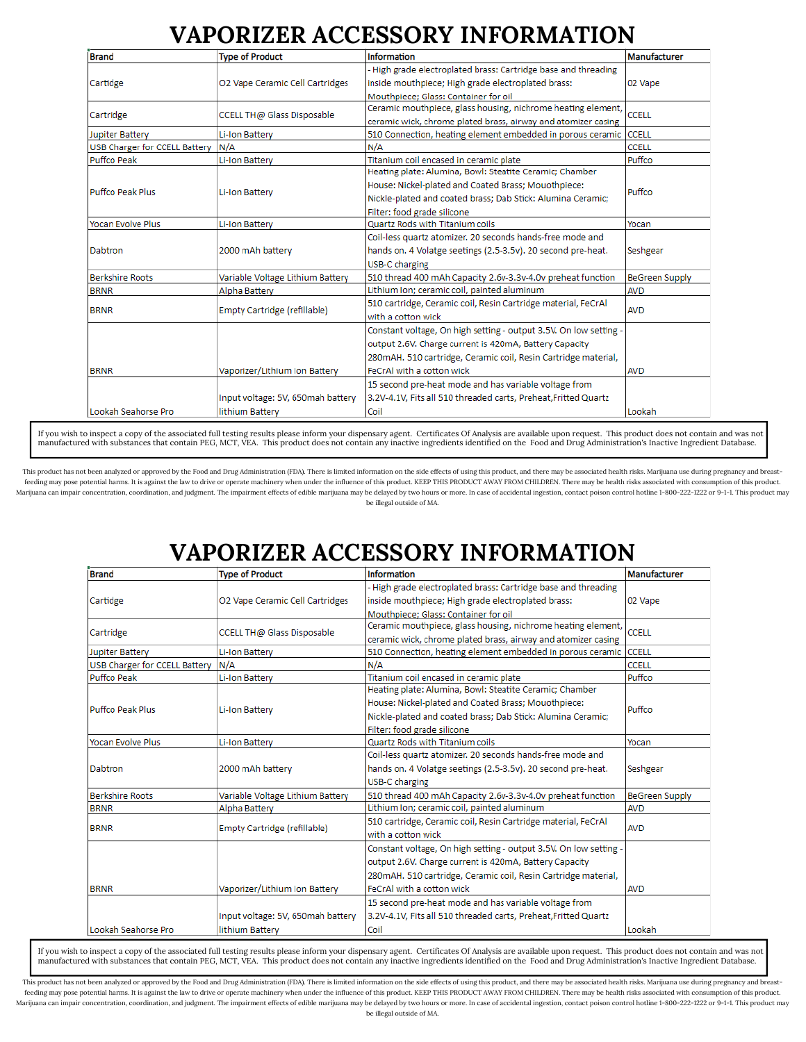# VAPORIZER ACCESSORY INFORMATION

| Brand | Type of Product | Information | Manufacturer |
|---|---|---|---|
| Cartidge | O2 Vape Ceramic Cell Cartridges | - High grade electroplated brass: Cartridge base and threading inside mouthpiece; High grade electroplated brass: Mouthpiece; Glass: Container for oil | 02 Vape |
| Cartridge | CCELL TH@ Glass Disposable | Ceramic mouthpiece, glass housing, nichrome heating element, ceramic wick, chrome plated brass, airway and atomizer casing | CCELL |
| Jupiter Battery | Li-Ion Battery | 510 Connection, heating element embedded in porous ceramic | CCELL |
| USB Charger for CCELL Battery | N/A | N/A | CCELL |
| Puffco Peak | Li-Ion Battery | Titanium coil encased in ceramic plate | Puffco |
| Puffco Peak Plus | Li-Ion Battery | Heating plate: Alumina, Bowl: Steatite Ceramic; Chamber House: Nickel-plated and Coated Brass; Mouthpiece: Nickle-plated and coated brass; Dab Stick: Alumina Ceramic; Filter: food grade silicone | Puffco |
| Yocan Evolve Plus | Li-Ion Battery | Quartz Rods with Titanium coils | Yocan |
| Dabtron | 2000 mAh battery | Coil-less quartz atomizer. 20 seconds hands-free mode and hands on. 4 Volatge seetings (2.5-3.5v). 20 second pre-heat. USB-C charging | Seshgear |
| Berkshire Roots | Variable Voltage Lithium Battery | 510 thread 400 mAh Capacity 2.6v-3.3v-4.0v preheat function | BeGreen Supply |
| BRNR | Alpha Battery | Lithium Ion; ceramic coil, painted aluminum | AVD |
| BRNR | Empty Cartridge (refillable) | 510 cartridge, Ceramic coil, Resin Cartridge material, FeCrAl with a cotton wick | AVD |
| BRNR | Vaporizer/Lithium Ion Battery | Constant voltage, On high setting - output 3.5V. On low setting - output 2.6V. Charge current is 420mA, Battery Capacity 280mAH. 510 cartridge, Ceramic coil, Resin Cartridge material, FeCrAl with a cotton wick | AVD |
| Lookah Seahorse Pro | Input voltage: 5V, 650mah battery lithium Battery | 15 second pre-heat mode and has variable voltage from 3.2V-4.1V, Fits all 510 threaded carts, Preheat,Fritted Quartz Coil | Lookah |

If you wish to inspect a copy of the associated full testing results please inform your dispensary agent. Certificates Of Analysis are available upon request. This product does not contain and was not manufactured with substances that contain PEG, MCT, VEA. This product does not contain any inactive ingredients identified on the Food and Drug Administration's Inactive Ingredient Database.

This product has not been analyzed or approved by the Food and Drug Administration (FDA). There is limited information on the side effects of using this product, and there may be associated health risks. Marijuana use during pregnancy and breast-feeding may pose potential harms. It is against the law to drive or operate machinery when under the influence of this product. KEEP THIS PRODUCT AWAY FROM CHILDREN. There may be health risks associated with consumption of this product. Marijuana can impair concentration, coordination, and judgment. The impairment effects of edible marijuana may be delayed by two hours or more. In case of accidental ingestion, contact poison control hotline 1-800-222-1222 or 9-1-1. This product may be illegal outside of MA.

# VAPORIZER ACCESSORY INFORMATION

| Brand | Type of Product | Information | Manufacturer |
|---|---|---|---|
| Cartidge | O2 Vape Ceramic Cell Cartridges | - High grade electroplated brass: Cartridge base and threading inside mouthpiece; High grade electroplated brass: Mouthpiece; Glass: Container for oil | 02 Vape |
| Cartridge | CCELL TH@ Glass Disposable | Ceramic mouthpiece, glass housing, nichrome heating element, ceramic wick, chrome plated brass, airway and atomizer casing | CCELL |
| Jupiter Battery | Li-Ion Battery | 510 Connection, heating element embedded in porous ceramic | CCELL |
| USB Charger for CCELL Battery | N/A | N/A | CCELL |
| Puffco Peak | Li-Ion Battery | Titanium coil encased in ceramic plate | Puffco |
| Puffco Peak Plus | Li-Ion Battery | Heating plate: Alumina, Bowl: Steatite Ceramic; Chamber House: Nickel-plated and Coated Brass; Mouthpiece: Nickle-plated and coated brass; Dab Stick: Alumina Ceramic; Filter: food grade silicone | Puffco |
| Yocan Evolve Plus | Li-Ion Battery | Quartz Rods with Titanium coils | Yocan |
| Dabtron | 2000 mAh battery | Coil-less quartz atomizer. 20 seconds hands-free mode and hands on. 4 Volatge seetings (2.5-3.5v). 20 second pre-heat. USB-C charging | Seshgear |
| Berkshire Roots | Variable Voltage Lithium Battery | 510 thread 400 mAh Capacity 2.6v-3.3v-4.0v preheat function | BeGreen Supply |
| BRNR | Alpha Battery | Lithium Ion; ceramic coil, painted aluminum | AVD |
| BRNR | Empty Cartridge (refillable) | 510 cartridge, Ceramic coil, Resin Cartridge material, FeCrAl with a cotton wick | AVD |
| BRNR | Vaporizer/Lithium Ion Battery | Constant voltage, On high setting - output 3.5V. On low setting - output 2.6V. Charge current is 420mA, Battery Capacity 280mAH. 510 cartridge, Ceramic coil, Resin Cartridge material, FeCrAl with a cotton wick | AVD |
| Lookah Seahorse Pro | Input voltage: 5V, 650mah battery lithium Battery | 15 second pre-heat mode and has variable voltage from 3.2V-4.1V, Fits all 510 threaded carts, Preheat,Fritted Quartz Coil | Lookah |

If you wish to inspect a copy of the associated full testing results please inform your dispensary agent. Certificates Of Analysis are available upon request. This product does not contain and was not manufactured with substances that contain PEG, MCT, VEA. This product does not contain any inactive ingredients identified on the Food and Drug Administration's Inactive Ingredient Database.

This product has not been analyzed or approved by the Food and Drug Administration (FDA). There is limited information on the side effects of using this product, and there may be associated health risks. Marijuana use during pregnancy and breast-feeding may pose potential harms. It is against the law to drive or operate machinery when under the influence of this product. KEEP THIS PRODUCT AWAY FROM CHILDREN. There may be health risks associated with consumption of this product. Marijuana can impair concentration, coordination, and judgment. The impairment effects of edible marijuana may be delayed by two hours or more. In case of accidental ingestion, contact poison control hotline 1-800-222-1222 or 9-1-1. This product may be illegal outside of MA.